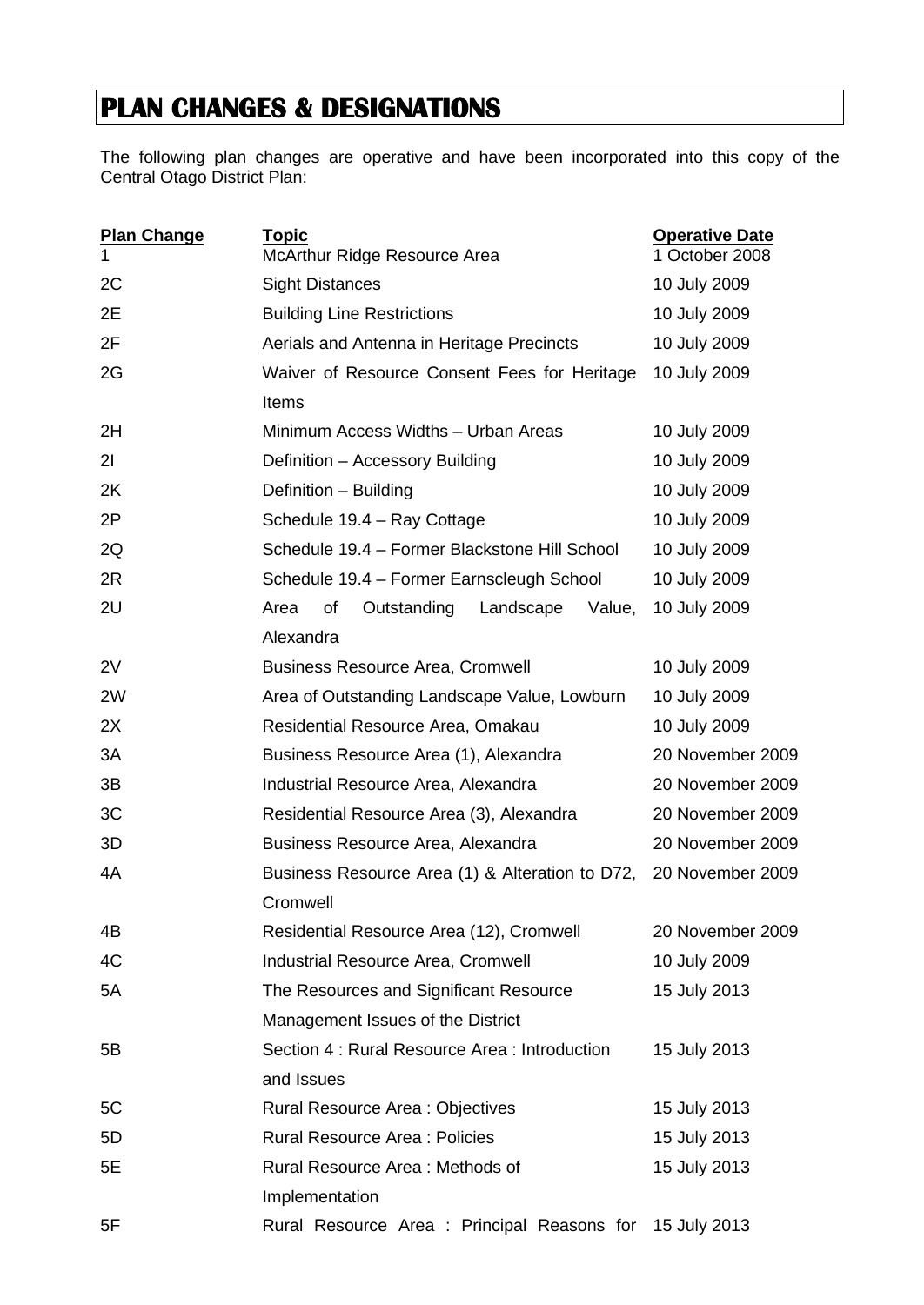# PLAN CHANGES & DESIGNATIONS

The following plan changes are operative and have been incorporated into this copy of the Central Otago District Plan:

| Plan Change | Topic | Operative Date |
|---|---|---|
| 1 | McArthur Ridge Resource Area | 1 October 2008 |
| 2C | Sight Distances | 10 July 2009 |
| 2E | Building Line Restrictions | 10 July 2009 |
| 2F | Aerials and Antenna in Heritage Precincts | 10 July 2009 |
| 2G | Waiver of Resource Consent Fees for Heritage Items | 10 July 2009 |
| 2H | Minimum Access Widths – Urban Areas | 10 July 2009 |
| 2I | Definition – Accessory Building | 10 July 2009 |
| 2K | Definition – Building | 10 July 2009 |
| 2P | Schedule 19.4 – Ray Cottage | 10 July 2009 |
| 2Q | Schedule 19.4 – Former Blackstone Hill School | 10 July 2009 |
| 2R | Schedule 19.4 – Former Earnscleugh School | 10 July 2009 |
| 2U | Area of Outstanding Landscape Value, Alexandra | 10 July 2009 |
| 2V | Business Resource Area, Cromwell | 10 July 2009 |
| 2W | Area of Outstanding Landscape Value, Lowburn | 10 July 2009 |
| 2X | Residential Resource Area, Omakau | 10 July 2009 |
| 3A | Business Resource Area (1), Alexandra | 20 November 2009 |
| 3B | Industrial Resource Area, Alexandra | 20 November 2009 |
| 3C | Residential Resource Area (3), Alexandra | 20 November 2009 |
| 3D | Business Resource Area, Alexandra | 20 November 2009 |
| 4A | Business Resource Area (1) & Alteration to D72, Cromwell | 20 November 2009 |
| 4B | Residential Resource Area (12), Cromwell | 20 November 2009 |
| 4C | Industrial Resource Area, Cromwell | 10 July 2009 |
| 5A | The Resources and Significant Resource Management Issues of the District | 15 July 2013 |
| 5B | Section 4 : Rural Resource Area : Introduction and Issues | 15 July 2013 |
| 5C | Rural Resource Area : Objectives | 15 July 2013 |
| 5D | Rural Resource Area : Policies | 15 July 2013 |
| 5E | Rural Resource Area : Methods of Implementation | 15 July 2013 |
| 5F | Rural Resource Area : Principal Reasons for | 15 July 2013 |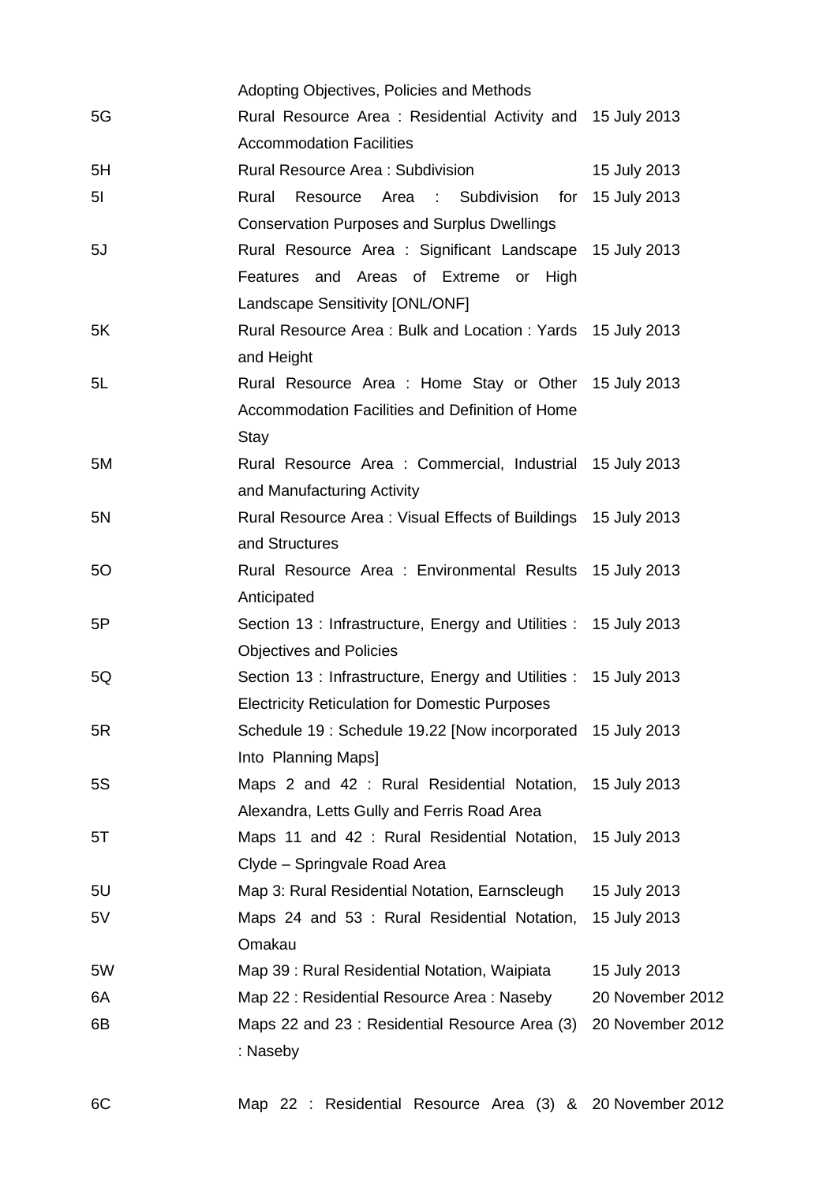|  | Adopting Objectives, Policies and Methods |  |
|---|---|---|
| 5G | Rural Resource Area : Residential Activity and Accommodation Facilities | 15 July 2013 |
| 5H | Rural Resource Area : Subdivision | 15 July 2013 |
| 5I | Rural Resource Area : Subdivision for Conservation Purposes and Surplus Dwellings | 15 July 2013 |
| 5J | Rural Resource Area : Significant Landscape Features and Areas of Extreme or High Landscape Sensitivity [ONL/ONF] | 15 July 2013 |
| 5K | Rural Resource Area : Bulk and Location : Yards and Height | 15 July 2013 |
| 5L | Rural Resource Area : Home Stay or Other Accommodation Facilities and Definition of Home Stay | 15 July 2013 |
| 5M | Rural Resource Area : Commercial, Industrial and Manufacturing Activity | 15 July 2013 |
| 5N | Rural Resource Area : Visual Effects of Buildings and Structures | 15 July 2013 |
| 5O | Rural Resource Area : Environmental Results Anticipated | 15 July 2013 |
| 5P | Section 13 : Infrastructure, Energy and Utilities : Objectives and Policies | 15 July 2013 |
| 5Q | Section 13 : Infrastructure, Energy and Utilities : Electricity Reticulation for Domestic Purposes | 15 July 2013 |
| 5R | Schedule 19 : Schedule 19.22 [Now incorporated Into Planning Maps] | 15 July 2013 |
| 5S | Maps 2 and 42 : Rural Residential Notation, Alexandra, Letts Gully and Ferris Road Area | 15 July 2013 |
| 5T | Maps 11 and 42 : Rural Residential Notation, Clyde – Springvale Road Area | 15 July 2013 |
| 5U | Map 3: Rural Residential Notation, Earnscleugh | 15 July 2013 |
| 5V | Maps 24 and 53 : Rural Residential Notation, Omakau | 15 July 2013 |
| 5W | Map 39 : Rural Residential Notation, Waipiata | 15 July 2013 |
| 6A | Map 22 : Residential Resource Area : Naseby | 20 November 2012 |
| 6B | Maps 22 and 23 : Residential Resource Area (3) : Naseby | 20 November 2012 |
| 6C | Map 22 : Residential Resource Area (3) & | 20 November 2012 |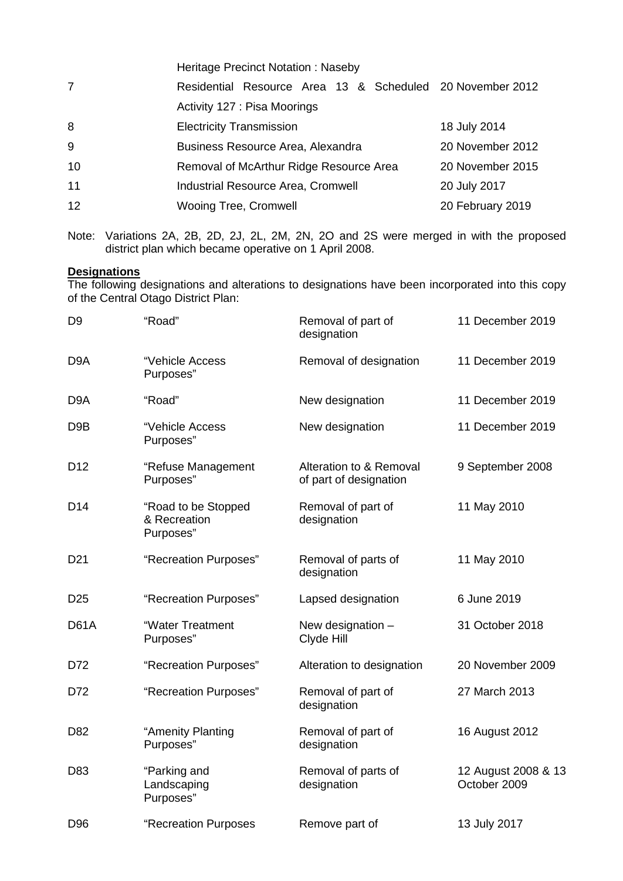| | | |
|---|---|---|
| | Heritage Precinct Notation : Naseby | |
| 7 | Residential Resource Area 13 & Scheduled Activity 127 : Pisa Moorings | 20 November 2012 |
| 8 | Electricity Transmission | 18 July 2014 |
| 9 | Business Resource Area, Alexandra | 20 November 2012 |
| 10 | Removal of McArthur Ridge Resource Area | 20 November 2015 |
| 11 | Industrial Resource Area, Cromwell | 20 July 2017 |
| 12 | Wooing Tree, Cromwell | 20 February 2019 |

Note: Variations 2A, 2B, 2D, 2J, 2L, 2M, 2N, 2O and 2S were merged in with the proposed district plan which became operative on 1 April 2008.

**Designations**

The following designations and alterations to designations have been incorporated into this copy of the Central Otago District Plan:

| | | | |
|---|---|---|---|
| D9 | "Road" | Removal of part of designation | 11 December 2019 |
| D9A | "Vehicle Access Purposes" | Removal of designation | 11 December 2019 |
| D9A | "Road" | New designation | 11 December 2019 |
| D9B | "Vehicle Access Purposes" | New designation | 11 December 2019 |
| D12 | "Refuse Management Purposes" | Alteration to & Removal of part of designation | 9 September 2008 |
| D14 | "Road to be Stopped & Recreation Purposes" | Removal of part of designation | 11 May 2010 |
| D21 | "Recreation Purposes" | Removal of parts of designation | 11 May 2010 |
| D25 | "Recreation Purposes" | Lapsed designation | 6 June 2019 |
| D61A | "Water Treatment Purposes" | New designation – Clyde Hill | 31 October 2018 |
| D72 | "Recreation Purposes" | Alteration to designation | 20 November 2009 |
| D72 | "Recreation Purposes" | Removal of part of designation | 27 March 2013 |
| D82 | "Amenity Planting Purposes" | Removal of part of designation | 16 August 2012 |
| D83 | "Parking and Landscaping Purposes" | Removal of parts of designation | 12 August 2008 & 13 October 2009 |
| D96 | "Recreation Purposes | Remove part of | 13 July 2017 |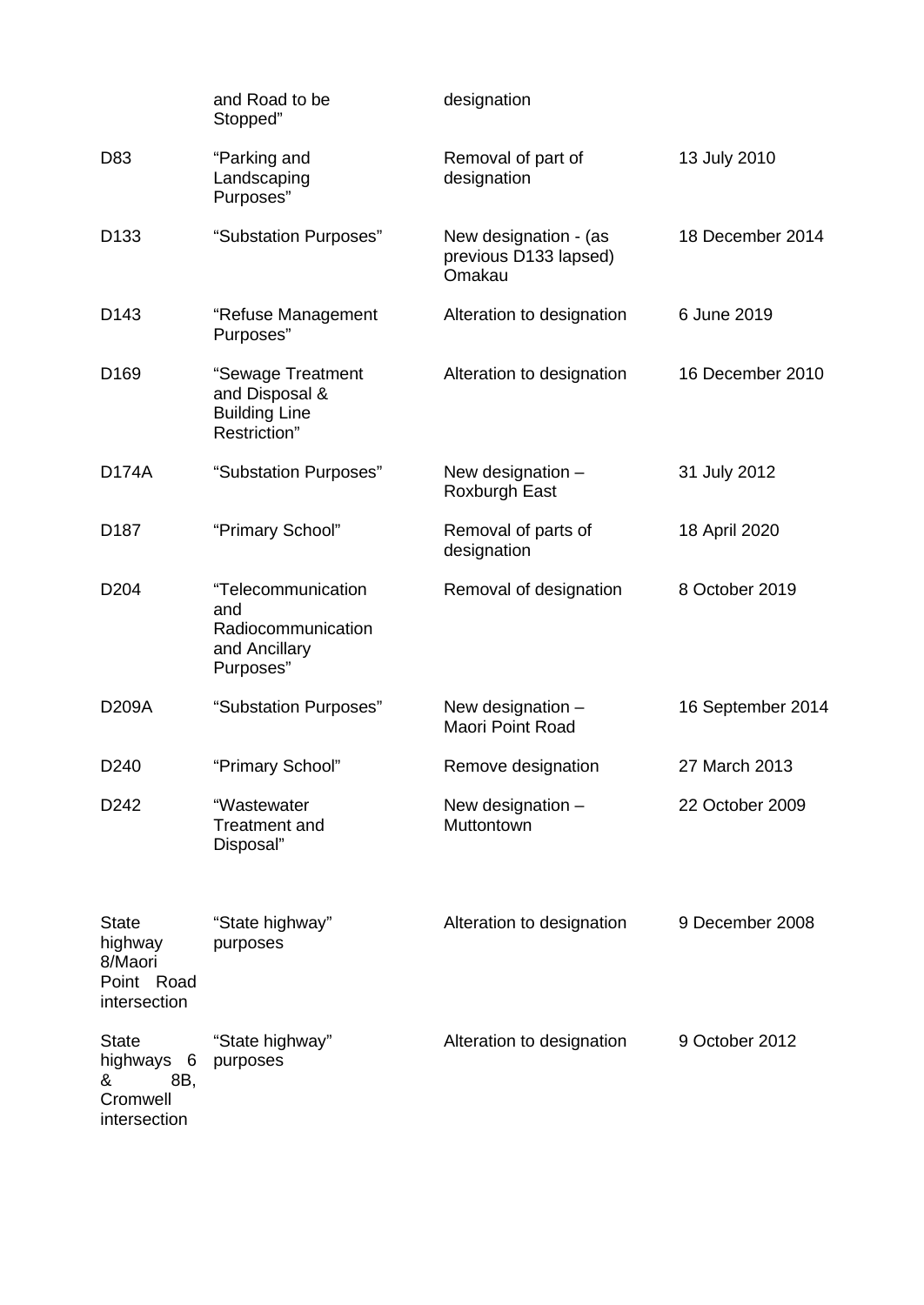| | | | |
|---|---|---|---|
| | and Road to be Stopped" | designation | |
| D83 | "Parking and Landscaping Purposes" | Removal of part of designation | 13 July 2010 |
| D133 | "Substation Purposes" | New designation - (as previous D133 lapsed) Omakau | 18 December 2014 |
| D143 | "Refuse Management Purposes" | Alteration to designation | 6 June 2019 |
| D169 | "Sewage Treatment and Disposal & Building Line Restriction" | Alteration to designation | 16 December 2010 |
| D174A | "Substation Purposes" | New designation – Roxburgh East | 31 July 2012 |
| D187 | "Primary School" | Removal of parts of designation | 18 April 2020 |
| D204 | "Telecommunication and Radiocommunication and Ancillary Purposes" | Removal of designation | 8 October 2019 |
| D209A | "Substation Purposes" | New designation – Maori Point Road | 16 September 2014 |
| D240 | "Primary School" | Remove designation | 27 March 2013 |
| D242 | "Wastewater Treatment and Disposal" | New designation – Muttontown | 22 October 2009 |
| State highway 8/Maori Point Road intersection | "State highway" purposes | Alteration to designation | 9 December 2008 |
| State highways 6 & 8B, Cromwell intersection | "State highway" purposes | Alteration to designation | 9 October 2012 |